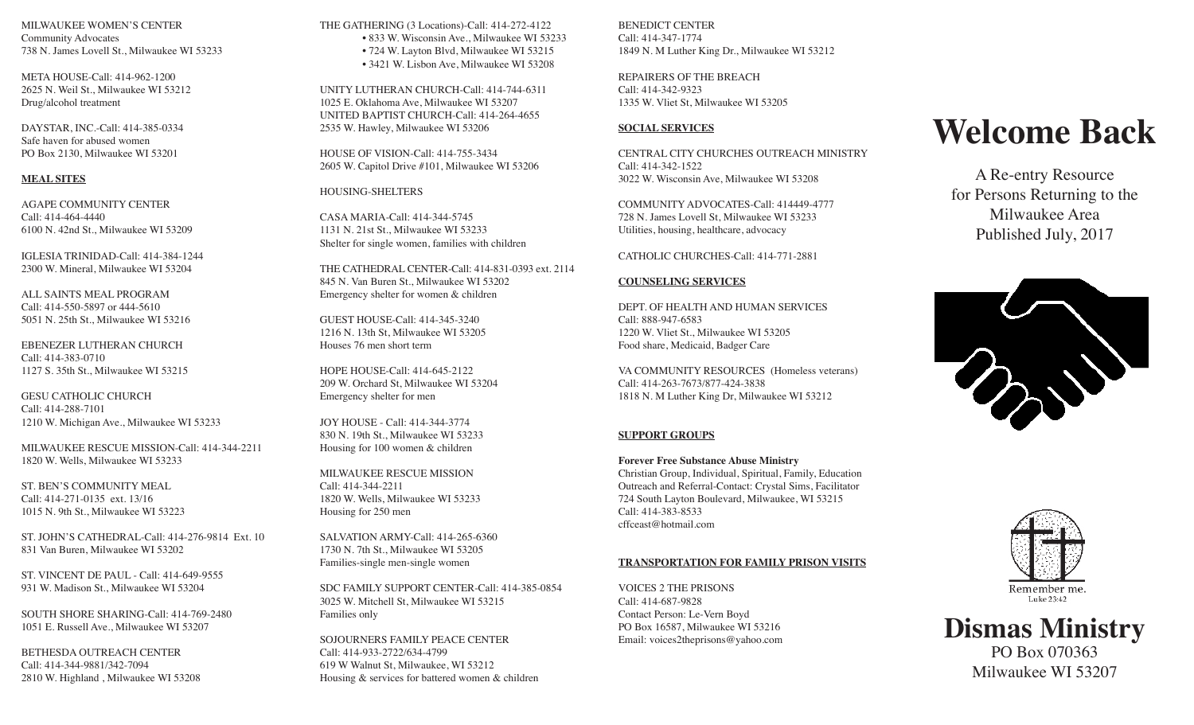MILWAUKEE WOMEN'S CENTER
Community Advocates
738 N. James Lovell St., Milwaukee WI 53233

META HOUSE-Call: 414-962-1200
2625 N. Weil St., Milwaukee WI 53212
Drug/alcohol treatment

DAYSTAR, INC.-Call: 414-385-0334
Safe haven for abused women
PO Box 2130, Milwaukee WI 53201

**MEAL SITES**

AGAPE COMMUNITY CENTER
Call: 414-464-4440
6100 N. 42nd St., Milwaukee WI 53209

IGLESIA TRINIDAD-Call: 414-384-1244
2300 W. Mineral, Milwaukee WI 53204

ALL SAINTS MEAL PROGRAM
Call: 414-550-5897 or 444-5610
5051 N. 25th St., Milwaukee WI 53216

EBENEZER LUTHERAN CHURCH
Call: 414-383-0710
1127 S. 35th St., Milwaukee WI 53215

GESU CATHOLIC CHURCH
Call: 414-288-7101
1210 W. Michigan Ave., Milwaukee WI 53233

MILWAUKEE RESCUE MISSION-Call: 414-344-2211
1820 W. Wells, Milwaukee WI 53233

ST. BEN'S COMMUNITY MEAL
Call: 414-271-0135 ext. 13/16
1015 N. 9th St., Milwaukee WI 53223

ST. JOHN'S CATHEDRAL-Call: 414-276-9814 Ext. 10
831 Van Buren, Milwaukee WI 53202

ST. VINCENT DE PAUL - Call: 414-649-9555
931 W. Madison St., Milwaukee WI 53204

SOUTH SHORE SHARING-Call: 414-769-2480
1051 E. Russell Ave., Milwaukee WI 53207

BETHESDA OUTREACH CENTER
Call: 414-344-9881/342-7094
2810 W. Highland , Milwaukee WI 53208

THE GATHERING (3 Locations)-Call: 414-272-4122
- 833 W. Wisconsin Ave., Milwaukee WI 53233
- 724 W. Layton Blvd, Milwaukee WI 53215
- 3421 W. Lisbon Ave, Milwaukee WI 53208

UNITY LUTHERAN CHURCH-Call: 414-744-6311
1025 E. Oklahoma Ave, Milwaukee WI 53207
UNITED BAPTIST CHURCH-Call: 414-264-4655
2535 W. Hawley, Milwaukee WI 53206

HOUSE OF VISION-Call: 414-755-3434
2605 W. Capitol Drive #101, Milwaukee WI 53206

HOUSING-SHELTERS

CASA MARIA-Call: 414-344-5745
1131 N. 21st St., Milwaukee WI 53233
Shelter for single women, families with children

THE CATHEDRAL CENTER-Call: 414-831-0393 ext. 2114
845 N. Van Buren St., Milwaukee WI 53202
Emergency shelter for women & children

GUEST HOUSE-Call: 414-345-3240
1216 N. 13th St, Milwaukee WI 53205
Houses 76 men short term

HOPE HOUSE-Call: 414-645-2122
209 W. Orchard St, Milwaukee WI 53204
Emergency shelter for men

JOY HOUSE - Call: 414-344-3774
830 N. 19th St., Milwaukee WI 53233
Housing for 100 women & children

MILWAUKEE RESCUE MISSION
Call: 414-344-2211
1820 W. Wells, Milwaukee WI 53233
Housing for 250 men

SALVATION ARMY-Call: 414-265-6360
1730 N. 7th St., Milwaukee WI 53205
Families-single men-single women

SDC FAMILY SUPPORT CENTER-Call: 414-385-0854
3025 W. Mitchell St, Milwaukee WI 53215
Families only

SOJOURNERS FAMILY PEACE CENTER
Call: 414-933-2722/634-4799
619 W Walnut St, Milwaukee, WI 53212
Housing & services for battered women & children

BENEDICT CENTER
Call: 414-347-1774
1849 N. M Luther King Dr., Milwaukee WI 53212

REPAIRERS OF THE BREACH
Call: 414-342-9323
1335 W. Vliet St., Milwaukee WI 53205

**SOCIAL SERVICES**

CENTRAL CITY CHURCHES OUTREACH MINISTRY
Call: 414-342-1522
3022 W. Wisconsin Ave, Milwaukee WI 53208

COMMUNITY ADVOCATES-Call: 414449-4777
728 N. James Lovell St, Milwaukee WI 53233
Utilities, housing, healthcare, advocacy

CATHOLIC CHURCHES-Call: 414-771-2881

**COUNSELING SERVICES**

DEPT. OF HEALTH AND HUMAN SERVICES
Call: 888-947-6583
1220 W. Vliet St., Milwaukee WI 53205
Food share, Medicaid, Badger Care

VA COMMUNITY RESOURCES (Homeless veterans)
Call: 414-263-7673/877-424-3838
1818 N. M Luther King Dr, Milwaukee WI 53212

**SUPPORT GROUPS**

**Forever Free Substance Abuse Ministry**
Christian Group, Individual, Spiritual, Family, Education
Outreach and Referral-Contact: Crystal Sims, Facilitator
724 South Layton Boulevard, Milwaukee, WI 53215
Call: 414-383-8533
cffceast@hotmail.com

**TRANSPORTATION FOR FAMILY PRISON VISITS**

VOICES 2 THE PRISONS
Call: 414-687-9828
Contact Person: Le-Vern Boyd
PO Box 16587, Milwaukee WI 53216
Email: voices2theprisons@yahoo.com

# Welcome Back

A Re-entry Resource
for Persons Returning to the
Milwaukee Area
Published July, 2017

Remember me.
Luke 23:42

## Dismas Ministry

PO Box 070363
Milwaukee WI 53207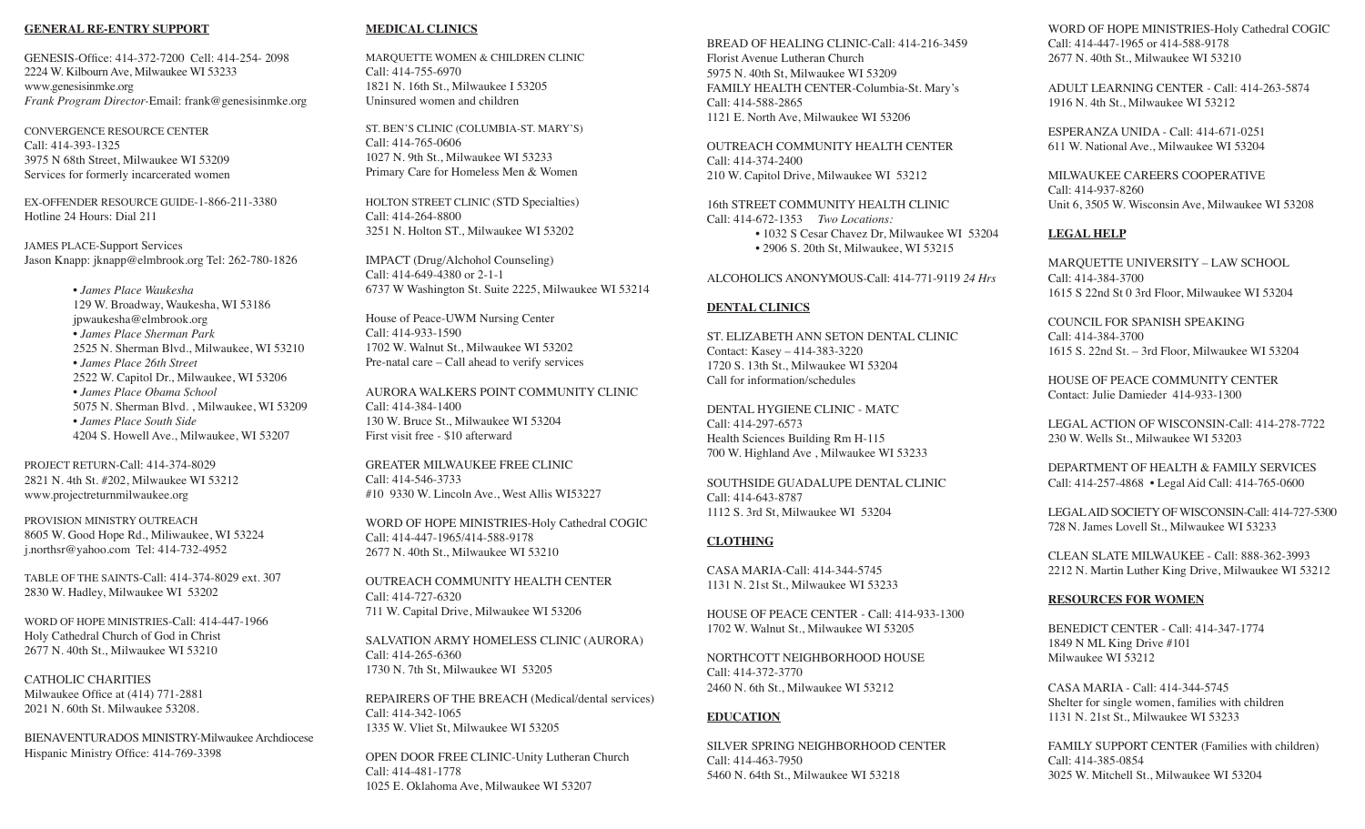## GENERAL RE-ENTRY SUPPORT

GENESIS-Office: 414-372-7200 Cell: 414-254- 2098
2224 W. Kilbourn Ave, Milwaukee WI 53233
www.genesisinmke.org
*Frank Program Director*-Email: frank@genesisinmke.org

CONVERGENCE RESOURCE CENTER
Call: 414-393-1325
3975 N 68th Street, Milwaukee WI 53209
Services for formerly incarcerated women

EX-OFFENDER RESOURCE GUIDE-1-866-211-3380
Hotline 24 Hours: Dial 211

JAMES PLACE-Support Services
Jason Knapp: jknapp@elmbrook.org Tel: 262-780-1826

- *James Place Waukesha*
  129 W. Broadway, Waukesha, WI 53186
  jpwaukesha@elmbrook.org
- *James Place Sherman Park*
  2525 N. Sherman Blvd., Milwaukee, WI 53210
- *James Place 26th Street*
  2522 W. Capitol Dr., Milwaukee, WI 53206
- *James Place Obama School*
  5075 N. Sherman Blvd. , Milwaukee, WI 53209
- *James Place South Side*
  4204 S. Howell Ave., Milwaukee, WI 53207

PROJECT RETURN-Call: 414-374-8029
2821 N. 4th St. #202, Milwaukee WI 53212
www.projectreturnmilwaukee.org

PROVISION MINISTRY OUTREACH
8605 W. Good Hope Rd., Miliwaukee, WI 53224
j.northsr@yahoo.com Tel: 414-732-4952

TABLE OF THE SAINTS-Call: 414-374-8029 ext. 307
2830 W. Hadley, Milwaukee WI 53202

WORD OF HOPE MINISTRIES-Call: 414-447-1966
Holy Cathedral Church of God in Christ
2677 N. 40th St., Milwaukee WI 53210

CATHOLIC CHARITIES
Milwaukee Office at (414) 771-2881
2021 N. 60th St. Milwaukee 53208.

BIENAVENTURADOS MINISTRY-Milwaukee Archdiocese
Hispanic Ministry Office: 414-769-3398

## MEDICAL CLINICS

MARQUETTE WOMEN & CHILDREN CLINIC
Call: 414-755-6970
1821 N. 16th St., Milwaukee I 53205
Uninsured women and children

ST. BEN'S CLINIC (COLUMBIA-ST. MARY'S)
Call: 414-765-0606
1027 N. 9th St., Milwaukee WI 53233
Primary Care for Homeless Men & Women

HOLTON STREET CLINIC (STD Specialties)
Call: 414-264-8800
3251 N. Holton ST., Milwaukee WI 53202

IMPACT (Drug/Alchohol Counseling)
Call: 414-649-4380 or 2-1-1
6737 W Washington St. Suite 2225, Milwaukee WI 53214

House of Peace-UWM Nursing Center
Call: 414-933-1590
1702 W. Walnut St., Milwaukee WI 53202
Pre-natal care – Call ahead to verify services

AURORA WALKERS POINT COMMUNITY CLINIC
Call: 414-384-1400
130 W. Bruce St., Milwaukee WI 53204
First visit free - $10 afterward

GREATER MILWAUKEE FREE CLINIC
Call: 414-546-3733
#10 9330 W. Lincoln Ave., West Allis WI53227

WORD OF HOPE MINISTRIES-Holy Cathedral COGIC
Call: 414-447-1965/414-588-9178
2677 N. 40th St., Milwaukee WI 53210

OUTREACH COMMUNITY HEALTH CENTER
Call: 414-727-6320
711 W. Capital Drive, Milwaukee WI 53206

SALVATION ARMY HOMELESS CLINIC (AURORA)
Call: 414-265-6360
1730 N. 7th St, Milwaukee WI 53205

REPAIRERS OF THE BREACH (Medical/dental services)
Call: 414-342-1065
1335 W. Vliet St, Milwaukee WI 53205

OPEN DOOR FREE CLINIC-Unity Lutheran Church
Call: 414-481-1778
1025 E. Oklahoma Ave, Milwaukee WI 53207

BREAD OF HEALING CLINIC-Call: 414-216-3459
Florist Avenue Lutheran Church
5975 N. 40th St, Milwaukee WI 53209
FAMILY HEALTH CENTER-Columbia-St. Mary's
Call: 414-588-2865
1121 E. North Ave, Milwaukee WI 53206

OUTREACH COMMUNITY HEALTH CENTER
Call: 414-374-2400
210 W. Capitol Drive, Milwaukee WI 53212

16th STREET COMMUNITY HEALTH CLINIC
Call: 414-672-1353 *Two Locations:*

- 1032 S Cesar Chavez Dr, Milwaukee WI 53204
- 2906 S. 20th St, Milwaukee, WI 53215

ALCOHOLICS ANONYMOUS-Call: 414-771-9119 *24 Hrs*

## DENTAL CLINICS

ST. ELIZABETH ANN SETON DENTAL CLINIC
Contact: Kasey – 414-383-3220
1720 S. 13th St., Milwaukee WI 53204
Call for information/schedules

DENTAL HYGIENE CLINIC - MATC
Call: 414-297-6573
Health Sciences Building Rm H-115
700 W. Highland Ave , Milwaukee WI 53233

SOUTHSIDE GUADALUPE DENTAL CLINIC
Call: 414-643-8787
1112 S. 3rd St, Milwaukee WI 53204

## CLOTHING

CASA MARIA-Call: 414-344-5745
1131 N. 21st St., Milwaukee WI 53233

HOUSE OF PEACE CENTER - Call: 414-933-1300
1702 W. Walnut St., Milwaukee WI 53205

NORTHCOTT NEIGHBORHOOD HOUSE
Call: 414-372-3770
2460 N. 6th St., Milwaukee WI 53212

## EDUCATION

SILVER SPRING NEIGHBORHOOD CENTER
Call: 414-463-7950
5460 N. 64th St., Milwaukee WI 53218

WORD OF HOPE MINISTRIES-Holy Cathedral COGIC
Call: 414-447-1965 or 414-588-9178
2677 N. 40th St., Milwaukee WI 53210

ADULT LEARNING CENTER - Call: 414-263-5874
1916 N. 4th St., Milwaukee WI 53212

ESPERANZA UNIDA - Call: 414-671-0251
611 W. National Ave., Milwaukee WI 53204

MILWAUKEE CAREERS COOPERATIVE
Call: 414-937-8260
Unit 6, 3505 W. Wisconsin Ave, Milwaukee WI 53208

## LEGAL HELP

MARQUETTE UNIVERSITY – LAW SCHOOL
Call: 414-384-3700
1615 S 22nd St 0 3rd Floor, Milwaukee WI 53204

COUNCIL FOR SPANISH SPEAKING
Call: 414-384-3700
1615 S. 22nd St. – 3rd Floor, Milwaukee WI 53204

HOUSE OF PEACE COMMUNITY CENTER
Contact: Julie Damieder 414-933-1300

LEGAL ACTION OF WISCONSIN-Call: 414-278-7722
230 W. Wells St., Milwaukee WI 53203

DEPARTMENT OF HEALTH & FAMILY SERVICES
Call: 414-257-4868 • Legal Aid Call: 414-765-0600

LEGAL AID SOCIETY OF WISCONSIN-Call: 414-727-5300
728 N. James Lovell St., Milwaukee WI 53233

CLEAN SLATE MILWAUKEE - Call: 888-362-3993
2212 N. Martin Luther King Drive, Milwaukee WI 53212

## RESOURCES FOR WOMEN

BENEDICT CENTER - Call: 414-347-1774
1849 N ML King Drive #101
Milwaukee WI 53212

CASA MARIA - Call: 414-344-5745
Shelter for single women, families with children
1131 N. 21st St., Milwaukee WI 53233

FAMILY SUPPORT CENTER (Families with children)
Call: 414-385-0854
3025 W. Mitchell St., Milwaukee WI 53204